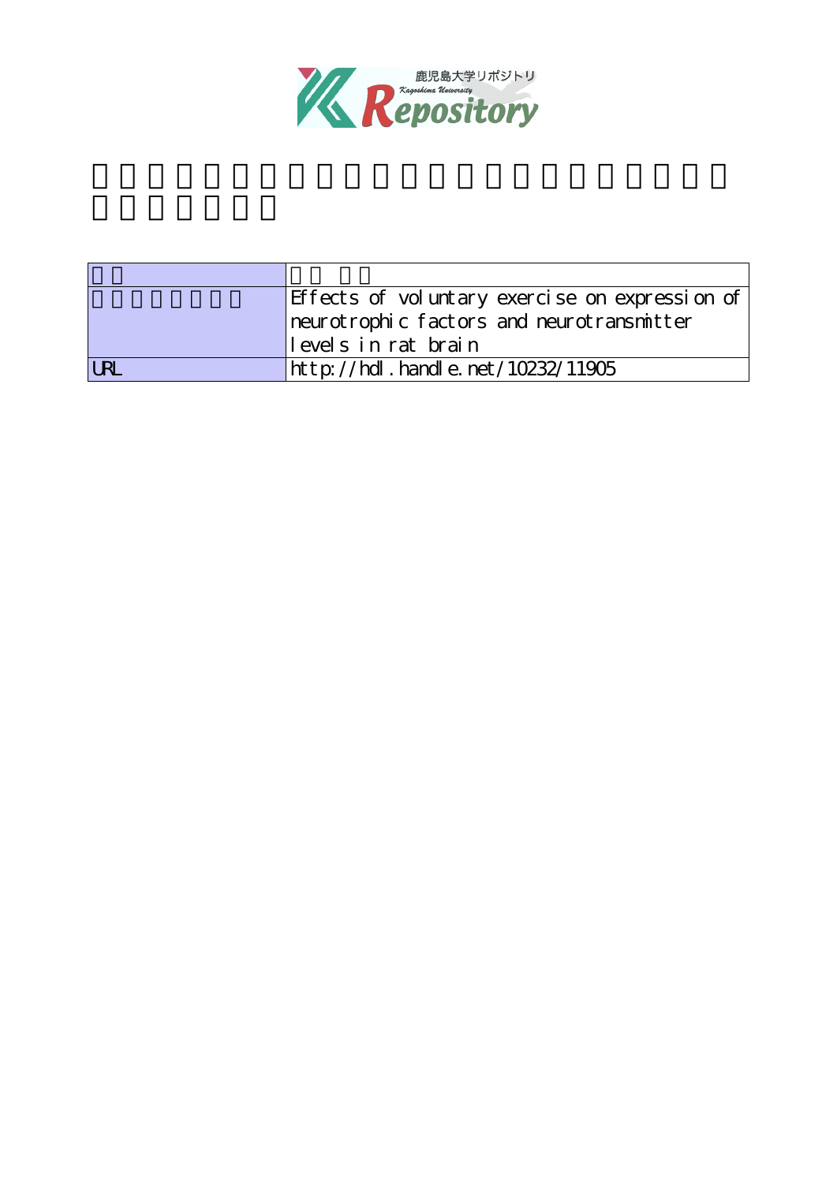鹿児島大学リポジトリ
Kagoshima University Repository

| | |
|---|---|
| | |
| | Effects of voluntary exercise on expression of neurotrophic factors and neurotransmitter levels in rat brain |
| URL | http://hdl.handle.net/10232/11905 |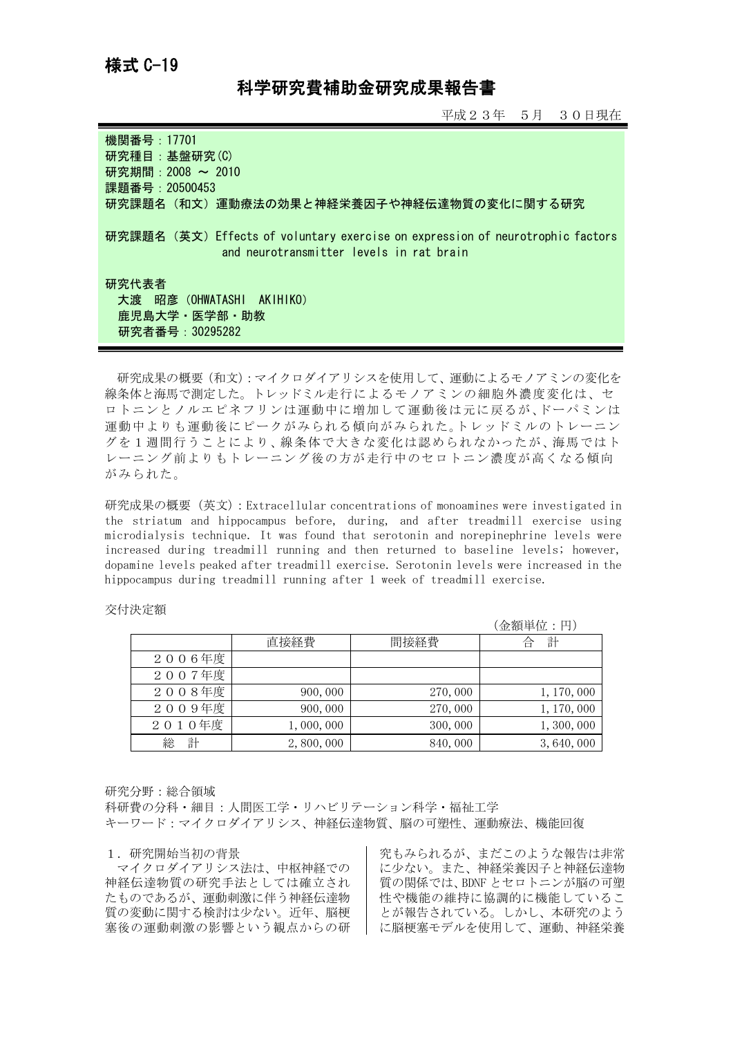様式 C-19

# 科学研究費補助金研究成果報告書

平成２３年　５月　３０日現在

機関番号：17701
研究種目：基盤研究(C)
研究期間：2008 ～ 2010
課題番号：20500453
研究課題名（和文）運動療法の効果と神経栄養因子や神経伝達物質の変化に関する研究

研究課題名（英文）Effects of voluntary exercise on expression of neurotrophic factors and neurotransmitter levels in rat brain

研究代表者
大渡　昭彦（OHWATASHI　AKIHIKO）
鹿児島大学・医学部・助教
研究者番号：30295282

研究成果の概要（和文）：マイクロダイアリシスを使用して、運動によるモノアミンの変化を線条体と海馬で測定した。トレッドミル走行によるモノアミンの細胞外濃度変化は、セロトニンとノルエピネフリンは運動中に増加して運動後は元に戻るが、ドーパミンは運動中よりも運動後にピークがみられる傾向がみられた。トレッドミルのトレーニングを１週間行うことにより、線条体で大きな変化は認められなかったが、海馬ではトレーニング前よりもトレーニング後の方が走行中のセロトニン濃度が高くなる傾向がみられた。

研究成果の概要（英文）：Extracellular concentrations of monoamines were investigated in the striatum and hippocampus before, during, and after treadmill exercise using microdialysis technique. It was found that serotonin and norepinephrine levels were increased during treadmill running and then returned to baseline levels; however, dopamine levels peaked after treadmill exercise. Serotonin levels were increased in the hippocampus during treadmill running after 1 week of treadmill exercise.

交付決定額

（金額単位：円）

| | 直接経費 | 間接経費 | 合　計 |
|---|---|---|---|
| ２００６年度 | | | |
| ２００７年度 | | | |
| ２００８年度 | 900,000 | 270,000 | 1,170,000 |
| ２００９年度 | 900,000 | 270,000 | 1,170,000 |
| ２０１０年度 | 1,000,000 | 300,000 | 1,300,000 |
| 総　計 | 2,800,000 | 840,000 | 3,640,000 |

研究分野：総合領域
科研費の分科・細目：人間医工学・リハビリテーション科学・福祉工学
キーワード：マイクロダイアリシス、神経伝達物質、脳の可塑性、運動療法、機能回復

## １．研究開始当初の背景

マイクロダイアリシス法は、中枢神経での神経伝達物質の研究手法としては確立されたものであるが、運動刺激に伴う神経伝達物質の変動に関する検討は少ない。近年、脳梗塞後の運動刺激の影響という観点からの研究もみられるが、まだこのような報告は非常に少ない。また、神経栄養因子と神経伝達物質の関係では、BDNF とセロトニンが脳の可塑性や機能の維持に協調的に機能していることが報告されている。しかし、本研究のように脳梗塞モデルを使用して、運動、神経栄養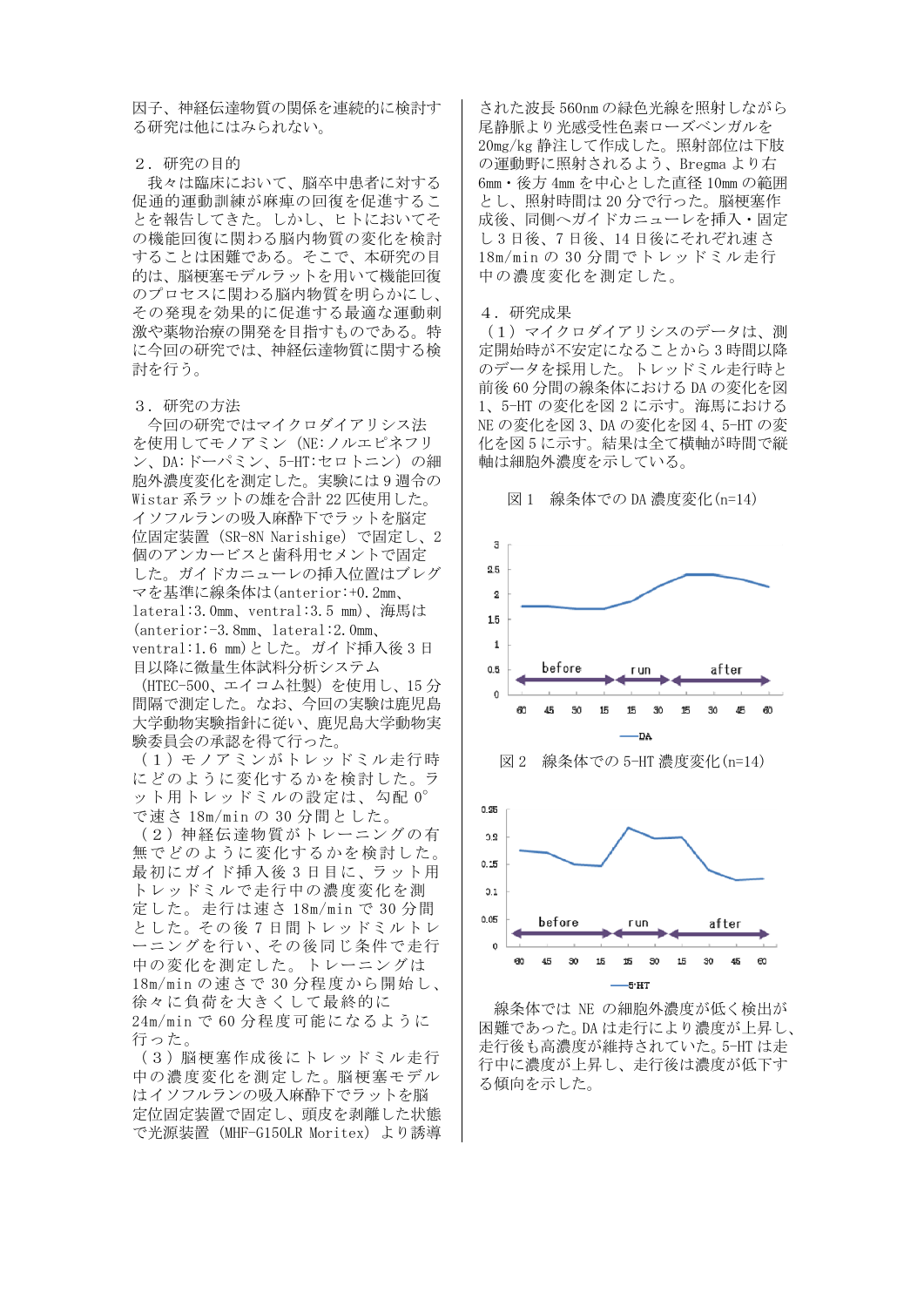因子、神経伝達物質の関係を連続的に検討する研究は他にはみられない。

## ２．研究の目的

我々は臨床において、脳卒中患者に対する促通的運動訓練が麻痺の回復を促進することを報告してきた。しかし、ヒトにおいてその機能回復に関わる脳内物質の変化を検討することは困難である。そこで、本研究の目的は、脳梗塞モデルラットを用いて機能回復のプロセスに関わる脳内物質を明らかにし、その発現を効果的に促進する最適な運動刺激や薬物治療の開発を目指すものである。特に今回の研究では、神経伝達物質に関する検討を行う。

## ３．研究の方法

今回の研究ではマイクロダイアリシス法を使用してモノアミン（NE:ノルエピネフリン、DA:ドーパミン、5-HT:セロトニン）の細胞外濃度変化を測定した。実験には9週令のWistar系ラットの雄を合計22匹使用した。イソフルランの吸入麻酔下でラットを脳定位固定装置（SR-8N Narishige）で固定し、2個のアンカービスと歯科用セメントで固定した。ガイドカニューレの挿入位置はブレグマを基準に線条体は(anterior:+0.2mm、lateral:3.0mm、ventral:3.5 mm)、海馬は(anterior:-3.8mm、lateral:2.0mm、ventral:1.6 mm)とした。ガイド挿入後3日目以降に微量生体試料分析システム（HTEC-500、エイコム社製）を使用し、15分間隔で測定した。なお、今回の実験は鹿児島大学動物実験指針に従い、鹿児島大学動物実験委員会の承認を得て行った。

（１）モノアミンがトレッドミル走行時にどのように変化するかを検討した。ラット用トレッドミルの設定は、勾配0°で速さ18m/minの30分間とした。

（２）神経伝達物質がトレーニングの有無でどのように変化するかを検討した。最初にガイド挿入後3日目に、ラット用トレッドミルで走行中の濃度変化を測定した。走行は速さ18m/minで30分間とした。その後7日間トレッドミルトレーニングを行い、その後同じ条件で走行中の変化を測定した。トレーニングは18m/minの速さで30分程度から開始し、徐々に負荷を大きくして最終的に24m/minで60分程度可能になるように行った。

（３）脳梗塞作成後にトレッドミル走行中の濃度変化を測定した。脳梗塞モデルはイソフルランの吸入麻酔下でラットを脳定位固定装置で固定し、頭皮を剥離した状態で光源装置（MHF-G150LR Moritex）より誘導された波長560nmの緑色光線を照射しながら尾静脈より光感受性色素ローズベンガルを20mg/kg静注して作成した。照射部位は下肢の運動野に照射されるよう、Bregmaより右6mm・後方4mmを中心とした直径10mmの範囲とし、照射時間は20分で行った。脳梗塞作成後、同側へガイドカニューレを挿入・固定し3日後、7日後、14日後にそれぞれ速さ18m/minの30分間でトレッドミル走行中の濃度変化を測定した。

## ４．研究成果

（１）マイクロダイアリシスのデータは、測定開始時が不安定になることから3時間以降のデータを採用した。トレッドミル走行時と前後60分間の線条体におけるDAの変化を図1、5-HTの変化を図2に示す。海馬におけるNEの変化を図3、DAの変化を図4、5-HTの変化を図5に示す。結果は全て横軸が時間で縦軸は細胞外濃度を示している。

図1　線条体でのDA濃度変化(n=14)

図2　線条体での5-HT濃度変化(n=14)

線条体ではNEの細胞外濃度が低く検出が困難であった。DAは走行により濃度が上昇し、走行後も高濃度が維持されていた。5-HTは走行中に濃度が上昇し、走行後は濃度が低下する傾向を示した。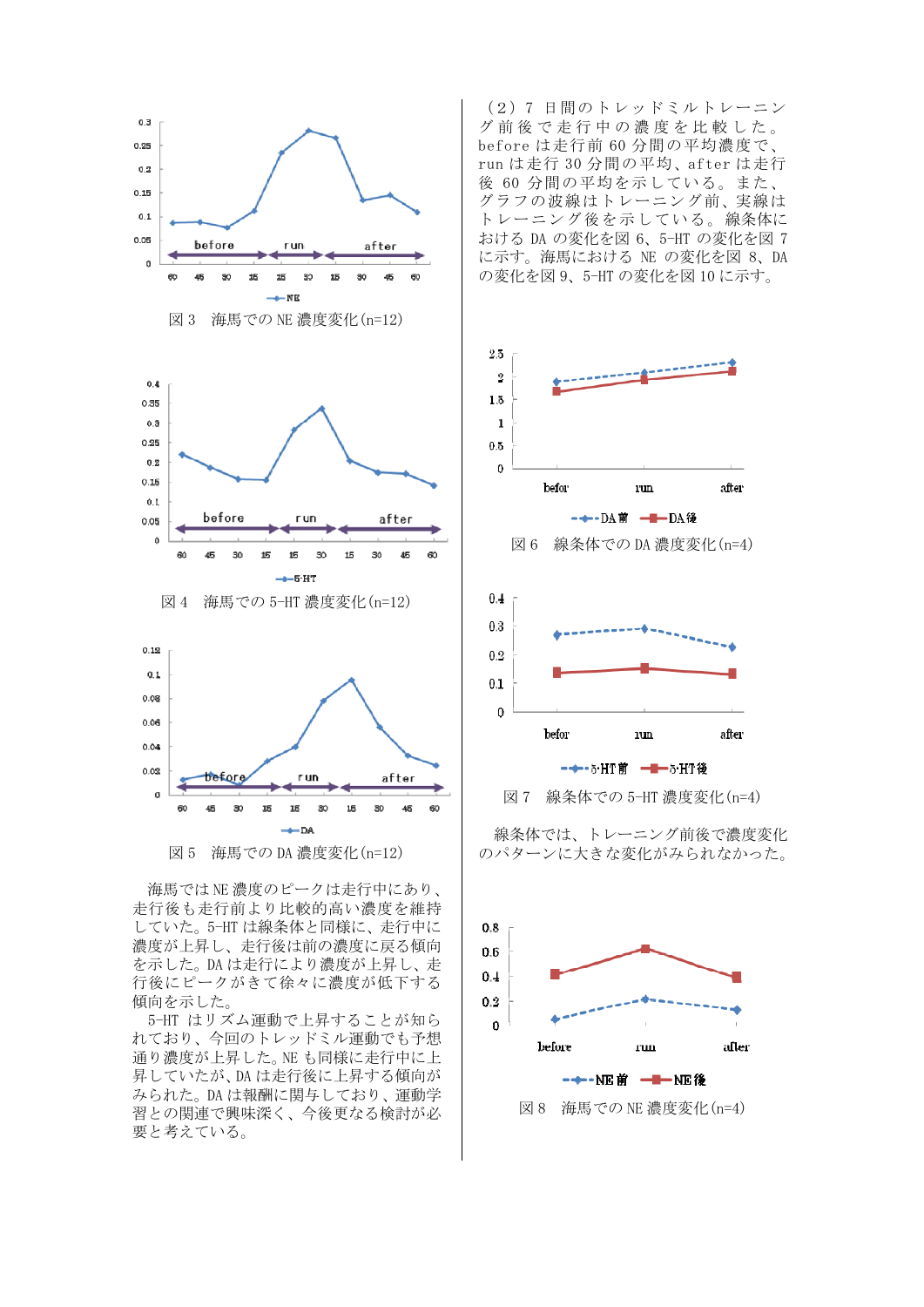図 3　海馬での NE 濃度変化(n=12)

図 4　海馬での 5-HT 濃度変化(n=12)

図 5　海馬での DA 濃度変化(n=12)

海馬では NE 濃度のピークは走行中にあり、走行後も走行前より比較的高い濃度を維持していた。5-HT は線条体と同様に、走行中に濃度が上昇し、走行後は前の濃度に戻る傾向を示した。DA は走行により濃度が上昇し、走行後にピークがきて徐々に濃度が低下する傾向を示した。

5-HT はリズム運動で上昇することが知られており、今回のトレッドミル運動でも予想通り濃度が上昇した。NE も同様に走行中に上昇していたが、DA は走行後に上昇する傾向がみられた。DA は報酬に関与しており、運動学習との関連で興味深く、今後更なる検討が必要と考えている。

（2）7 日間のトレッドミルトレーニング前後で走行中の濃度を比較した。before は走行前 60 分間の平均濃度で、run は走行 30 分間の平均、after は走行後 60 分間の平均を示している。また、グラフの波線はトレーニング前、実線はトレーニング後を示している。線条体における DA の変化を図 6、5-HT の変化を図 7 に示す。海馬における NE の変化を図 8、DA の変化を図 9、5-HT の変化を図 10 に示す。

図 6　線条体での DA 濃度変化(n=4)

図 7　線条体での 5-HT 濃度変化(n=4)

線条体では、トレーニング前後で濃度変化のパターンに大きな変化がみられなかった。

図 8　海馬での NE 濃度変化(n=4)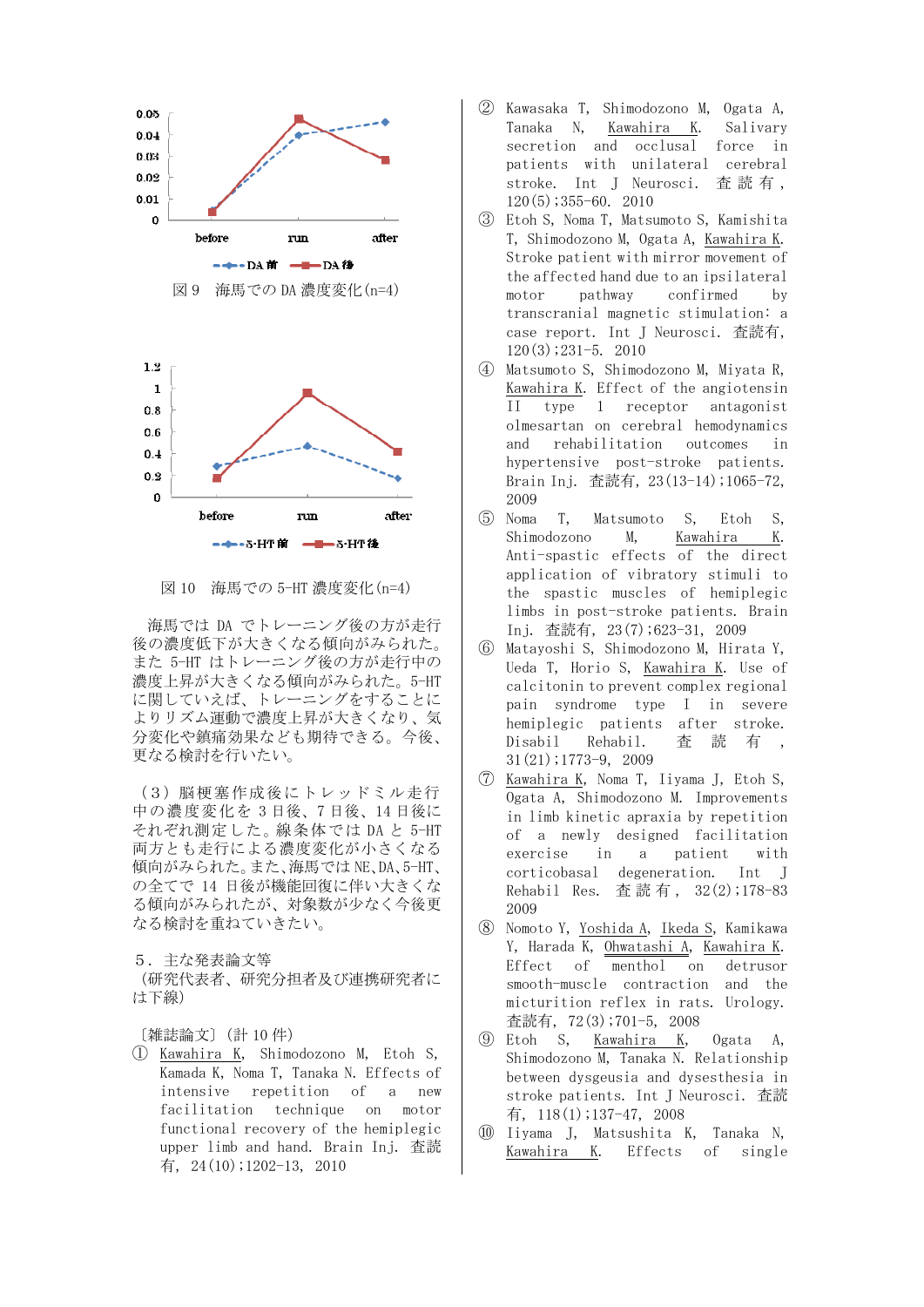図 9　海馬での DA 濃度変化(n=4)

図 10　海馬での 5-HT 濃度変化(n=4)

海馬では DA でトレーニング後の方が走行後の濃度低下が大きくなる傾向がみられた。また 5-HT はトレーニング後の方が走行中の濃度上昇が大きくなる傾向がみられた。5-HT に関していえば、トレーニングをすることによりリズム運動で濃度上昇が大きくなり、気分変化や鎮痛効果なども期待できる。今後、更なる検討を行いたい。

（3）脳梗塞作成後にトレッドミル走行中の濃度変化を 3 日後、7 日後、14 日後にそれぞれ測定した。線条体では DA と 5-HT 両方とも走行による濃度変化が小さくなる傾向がみられた。また、海馬では NE、DA、5-HT、の全てで 14 日後が機能回復に伴い大きくなる傾向がみられたが、対象数が少なく今後更なる検討を重ねていきたい。

## 5．主な発表論文等

（研究代表者、研究分担者及び連携研究者には下線）

〔雑誌論文〕（計 10 件）

① Kawahira K, Shimodozono M, Etoh S, Kamada K, Noma T, Tanaka N. Effects of intensive repetition of a new facilitation technique on motor functional recovery of the hemiplegic upper limb and hand. Brain Inj. 査読有, 24(10);1202-13, 2010

② Kawasaka T, Shimodozono M, Ogata A, Tanaka N, Kawahira K. Salivary secretion and occlusal force in patients with unilateral cerebral stroke. Int J Neurosci. 査読有, 120(5);355-60. 2010

③ Etoh S, Noma T, Matsumoto S, Kamishita T, Shimodozono M, Ogata A, Kawahira K. Stroke patient with mirror movement of the affected hand due to an ipsilateral motor pathway confirmed by transcranial magnetic stimulation: a case report. Int J Neurosci. 査読有, 120(3);231-5. 2010

④ Matsumoto S, Shimodozono M, Miyata R, Kawahira K. Effect of the angiotensin II type 1 receptor antagonist olmesartan on cerebral hemodynamics and rehabilitation outcomes in hypertensive post-stroke patients. Brain Inj. 査読有, 23(13-14);1065-72, 2009

⑤ Noma T, Matsumoto S, Etoh S, Shimodozono M, Kawahira K. Anti-spastic effects of the direct application of vibratory stimuli to the spastic muscles of hemiplegic limbs in post-stroke patients. Brain Inj. 査読有, 23(7);623-31, 2009

⑥ Matayoshi S, Shimodozono M, Hirata Y, Ueda T, Horio S, Kawahira K. Use of calcitonin to prevent complex regional pain syndrome type I in severe hemiplegic patients after stroke. Disabil Rehabil. 査読有, 31(21);1773-9, 2009

⑦ Kawahira K, Noma T, Iiyama J, Etoh S, Ogata A, Shimodozono M. Improvements in limb kinetic apraxia by repetition of a newly designed facilitation exercise in a patient with corticobasal degeneration. Int J Rehabil Res. 査読有, 32(2);178-83 2009

⑧ Nomoto Y, Yoshida A, Ikeda S, Kamikawa Y, Harada K, Ohwatashi A, Kawahira K. Effect of menthol on detrusor smooth-muscle contraction and the micturition reflex in rats. Urology. 査読有, 72(3);701-5, 2008

⑨ Etoh S, Kawahira K, Ogata A, Shimodozono M, Tanaka N. Relationship between dysgeusia and dysesthesia in stroke patients. Int J Neurosci. 査読有, 118(1);137-47, 2008

⑩ Iiyama J, Matsushita K, Tanaka N, Kawahira K. Effects of single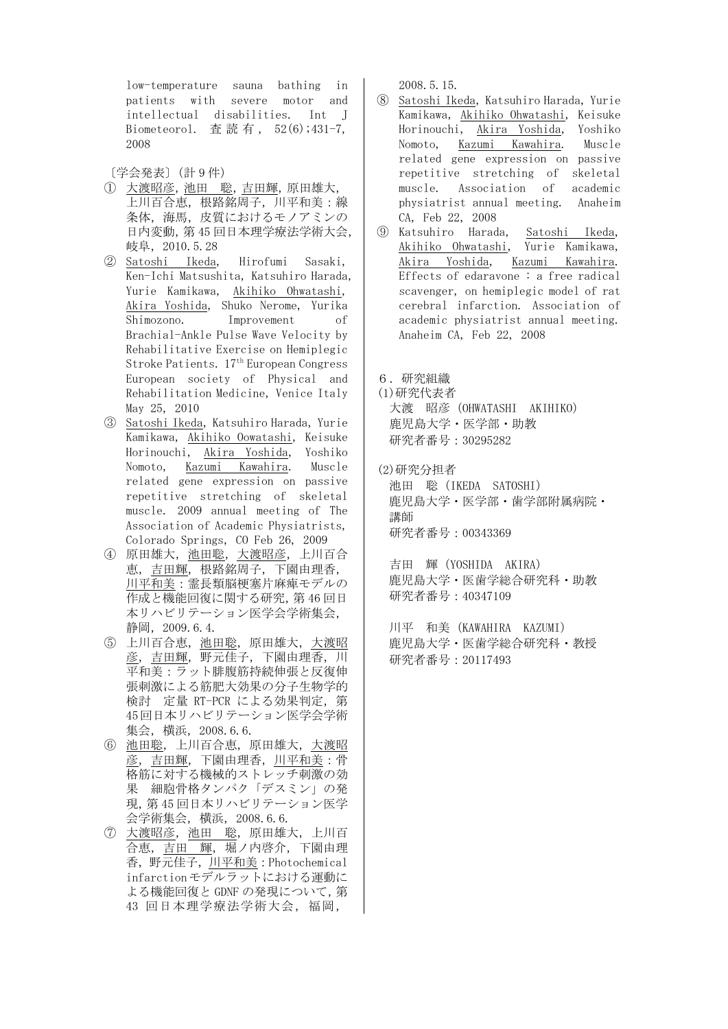low-temperature sauna bathing in patients with severe motor and intellectual disabilities. Int J Biometeorol. 査読有, 52(6);431-7, 2008

〔学会発表〕（計 9 件）

① 大渡昭彦, 池田　聡, 吉田輝, 原田雄大, 上川百合恵, 根路銘周子, 川平和美：線条体, 海馬, 皮質におけるモノアミンの日内変動, 第 45 回日本理学療法学術大会, 岐阜, 2010.5.28

② Satoshi Ikeda, Hirofumi Sasaki, Ken-Ichi Matsushita, Katsuhiro Harada, Yurie Kamikawa, Akihiko Ohwatashi, Akira Yoshida, Shuko Nerome, Yurika Shimozono. Improvement of Brachial-Ankle Pulse Wave Velocity by Rehabilitative Exercise on Hemiplegic Stroke Patients. 17th European Congress European society of Physical and Rehabilitation Medicine, Venice Italy May 25, 2010

③ Satoshi Ikeda, Katsuhiro Harada, Yurie Kamikawa, Akihiko Oowatashi, Keisuke Horinouchi, Akira Yoshida, Yoshiko Nomoto, Kazumi Kawahira. Muscle related gene expression on passive repetitive stretching of skeletal muscle. 2009 annual meeting of The Association of Academic Physiatrists, Colorado Springs, CO Feb 26, 2009

④ 原田雄大, 池田聡, 大渡昭彦, 上川百合恵, 吉田輝, 根路銘周子, 下園由理香, 川平和美：霊長類脳梗塞片麻痺モデルの作成と機能回復に関する研究, 第 46 回日本リハビリテーション医学会学術集会, 静岡, 2009.6.4.

⑤ 上川百合恵, 池田聡, 原田雄大, 大渡昭彦, 吉田輝, 野元佳子, 下園由理香, 川平和美：ラット腓腹筋持続伸張と反復伸張刺激による筋肥大効果の分子生物学的検討　定量 RT-PCR による効果判定, 第 45 回日本リハビリテーション医学会学術集会, 横浜, 2008.6.6.

⑥ 池田聡, 上川百合恵, 原田雄大, 大渡昭彦, 吉田輝, 下園由理香, 川平和美：骨格筋に対する機械的ストレッチ刺激の効果　細胞骨格タンパク「デスミン」の発現, 第 45 回日本リハビリテーション医学会学術集会, 横浜, 2008.6.6.

⑦ 大渡昭彦, 池田　聡, 原田雄大, 上川百合恵, 吉田　輝, 堀ノ内啓介, 下園由理香, 野元佳子, 川平和美：Photochemical infarction モデルラットにおける運動による機能回復と GDNF の発現について, 第 43 回日本理学療法学術大会, 福岡, 2008.5.15.

⑧ Satoshi Ikeda, Katsuhiro Harada, Yurie Kamikawa, Akihiko Ohwatashi, Keisuke Horinouchi, Akira Yoshida, Yoshiko Nomoto, Kazumi Kawahira. Muscle related gene expression on passive repetitive stretching of skeletal muscle. Association of academic physiatrist annual meeting. Anaheim CA, Feb 22, 2008

⑨ Katsuhiro Harada, Satoshi Ikeda, Akihiko Ohwatashi, Yurie Kamikawa, Akira Yoshida, Kazumi Kawahira. Effects of edaravone : a free radical scavenger, on hemiplegic model of rat cerebral infarction. Association of academic physiatrist annual meeting. Anaheim CA, Feb 22, 2008

## 6．研究組織

(1)研究代表者

大渡　昭彦（OHWATASHI　AKIHIKO）
鹿児島大学・医学部・助教
研究者番号：30295282

(2)研究分担者

池田　聡（IKEDA　SATOSHI）
鹿児島大学・医学部・歯学部附属病院・講師
研究者番号：00343369

吉田　輝（YOSHIDA　AKIRA）
鹿児島大学・医歯学総合研究科・助教
研究者番号：40347109

川平　和美（KAWAHIRA　KAZUMI）
鹿児島大学・医歯学総合研究科・教授
研究者番号：20117493